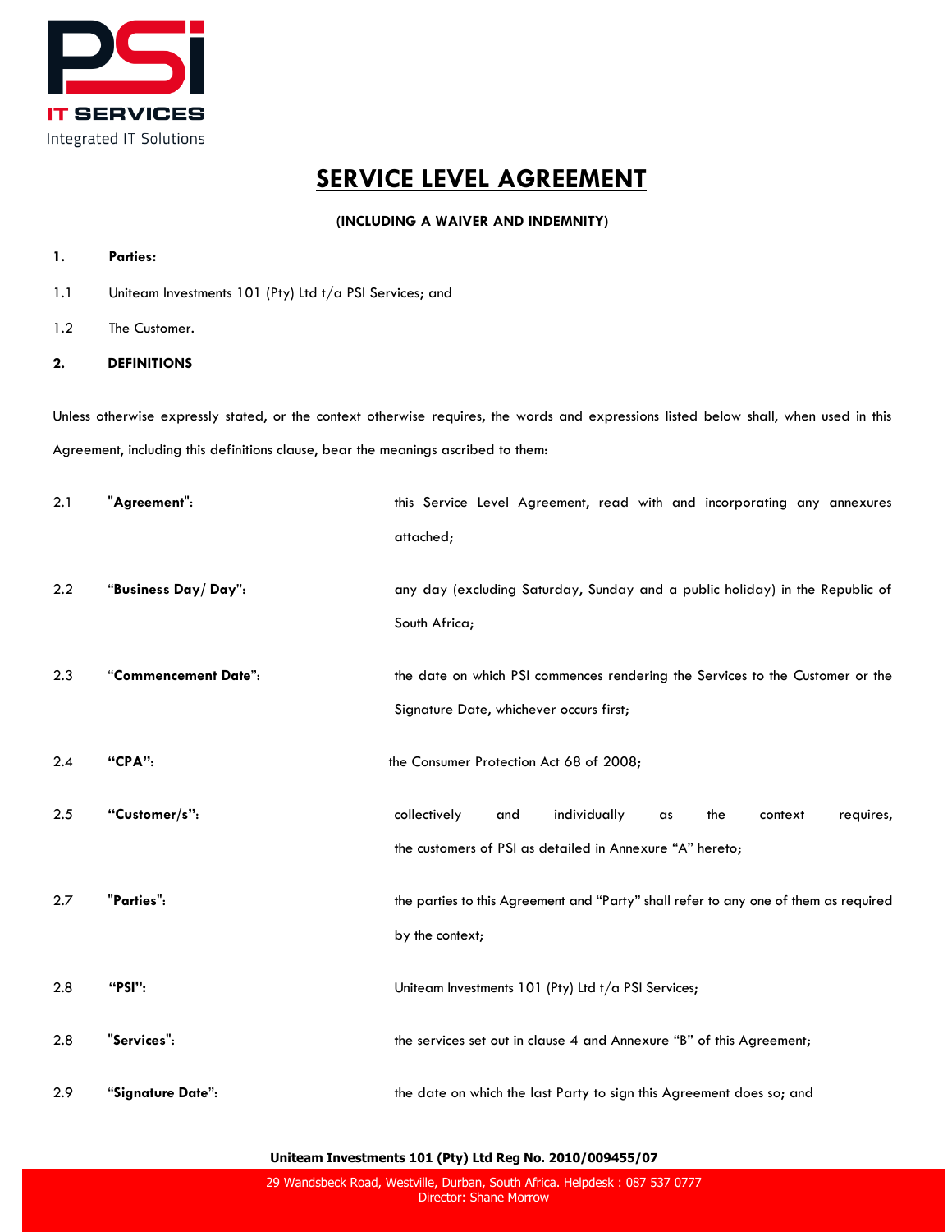PSI IT SERVICES
Integrated IT Solutions

# SERVICE LEVEL AGREEMENT

**(INCLUDING A WAIVER AND INDEMNITY)**

**1. Parties:**

1.1 Uniteam Investments 101 (Pty) Ltd t/a PSI Services; and

1.2 The Customer.

**2. DEFINITIONS**

Unless otherwise expressly stated, or the context otherwise requires, the words and expressions listed below shall, when used in this Agreement, including this definitions clause, bear the meanings ascribed to them:

2.1 **"Agreement"**: this Service Level Agreement, read with and incorporating any annexures attached;

2.2 **"Business Day/ Day"**: any day (excluding Saturday, Sunday and a public holiday) in the Republic of South Africa;

2.3 **"Commencement Date"**: the date on which PSI commences rendering the Services to the Customer or the Signature Date, whichever occurs first;

2.4 **"CPA"**: the Consumer Protection Act 68 of 2008;

2.5 **"Customer/s"**: collectively and individually as the context requires, the customers of PSI as detailed in Annexure "A" hereto;

2.7 **"Parties"**: the parties to this Agreement and "Party" shall refer to any one of them as required by the context;

2.8 **"PSI"**: Uniteam Investments 101 (Pty) Ltd t/a PSI Services;

2.8 **"Services"**: the services set out in clause 4 and Annexure "B" of this Agreement;

2.9 **"Signature Date"**: the date on which the last Party to sign this Agreement does so; and

**Uniteam Investments 101 (Pty) Ltd Reg No. 2010/009455/07**

29 Wandsbeck Road, Westville, Durban, South Africa. Helpdesk : 087 537 0777
Director: Shane Morrow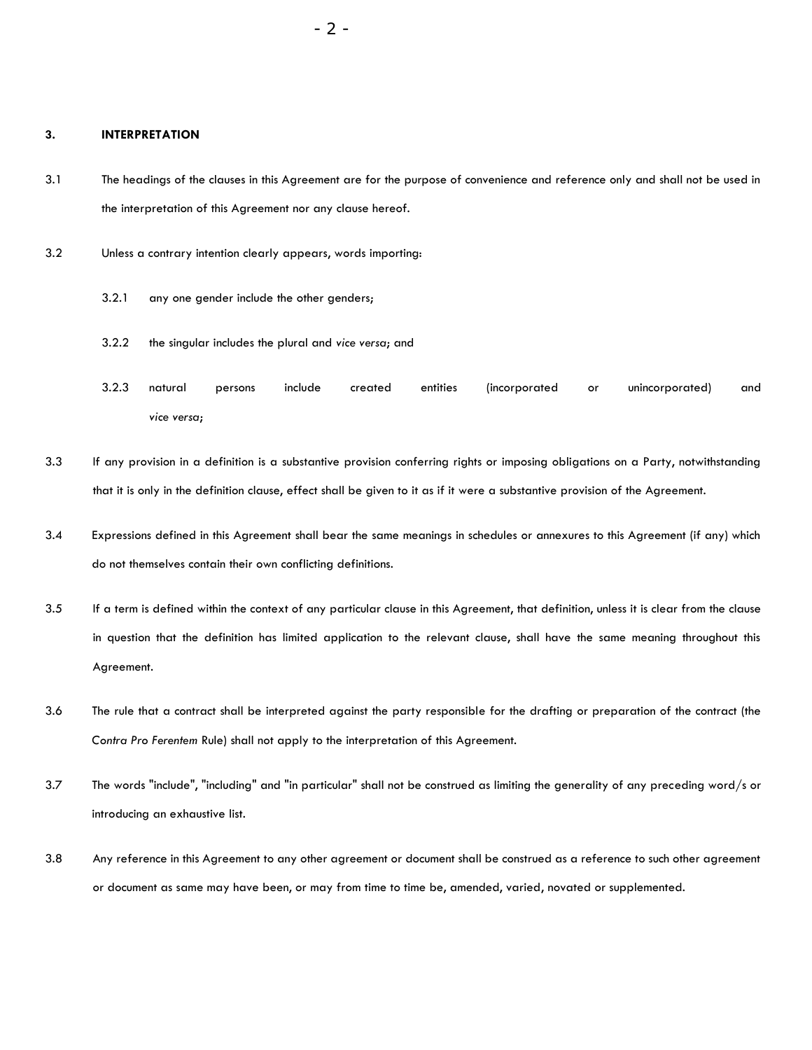## 3. INTERPRETATION

3.1 The headings of the clauses in this Agreement are for the purpose of convenience and reference only and shall not be used in the interpretation of this Agreement nor any clause hereof.

3.2 Unless a contrary intention clearly appears, words importing:

3.2.1 any one gender include the other genders;

3.2.2 the singular includes the plural and *vice versa*; and

3.2.3 natural persons include created entities (incorporated or unincorporated) and *vice versa*;

3.3 If any provision in a definition is a substantive provision conferring rights or imposing obligations on a Party, notwithstanding that it is only in the definition clause, effect shall be given to it as if it were a substantive provision of the Agreement.

3.4 Expressions defined in this Agreement shall bear the same meanings in schedules or annexures to this Agreement (if any) which do not themselves contain their own conflicting definitions.

3.5 If a term is defined within the context of any particular clause in this Agreement, that definition, unless it is clear from the clause in question that the definition has limited application to the relevant clause, shall have the same meaning throughout this Agreement.

3.6 The rule that a contract shall be interpreted against the party responsible for the drafting or preparation of the contract (the C*ontra Pro Ferentem* Rule) shall not apply to the interpretation of this Agreement.

3.7 The words "include", "including" and "in particular" shall not be construed as limiting the generality of any preceding word/s or introducing an exhaustive list.

3.8 Any reference in this Agreement to any other agreement or document shall be construed as a reference to such other agreement or document as same may have been, or may from time to time be, amended, varied, novated or supplemented.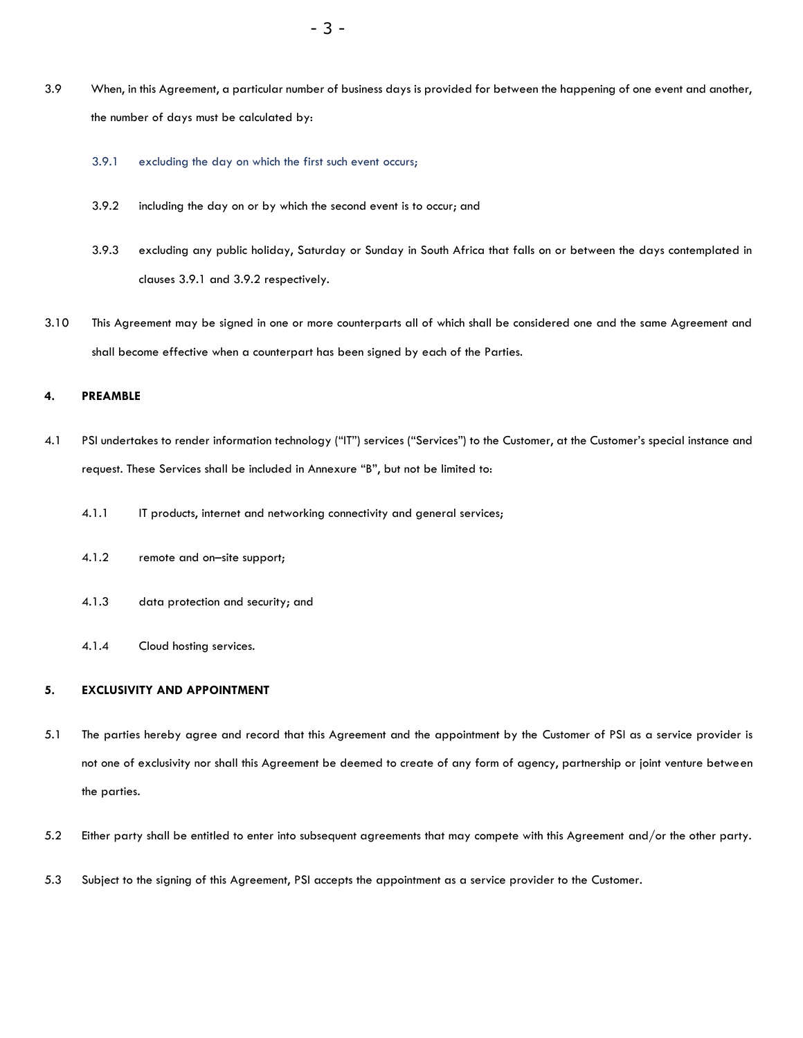3.9 When, in this Agreement, a particular number of business days is provided for between the happening of one event and another, the number of days must be calculated by:

3.9.1 excluding the day on which the first such event occurs;

3.9.2 including the day on or by which the second event is to occur; and

3.9.3 excluding any public holiday, Saturday or Sunday in South Africa that falls on or between the days contemplated in clauses 3.9.1 and 3.9.2 respectively.

3.10 This Agreement may be signed in one or more counterparts all of which shall be considered one and the same Agreement and shall become effective when a counterpart has been signed by each of the Parties.

**4. PREAMBLE**

4.1 PSI undertakes to render information technology ("IT") services ("Services") to the Customer, at the Customer's special instance and request. These Services shall be included in Annexure "B", but not be limited to:

4.1.1 IT products, internet and networking connectivity and general services;

4.1.2 remote and on–site support;

4.1.3 data protection and security; and

4.1.4 Cloud hosting services.

**5. EXCLUSIVITY AND APPOINTMENT**

5.1 The parties hereby agree and record that this Agreement and the appointment by the Customer of PSI as a service provider is not one of exclusivity nor shall this Agreement be deemed to create of any form of agency, partnership or joint venture between the parties.

5.2 Either party shall be entitled to enter into subsequent agreements that may compete with this Agreement and/or the other party.

5.3 Subject to the signing of this Agreement, PSI accepts the appointment as a service provider to the Customer.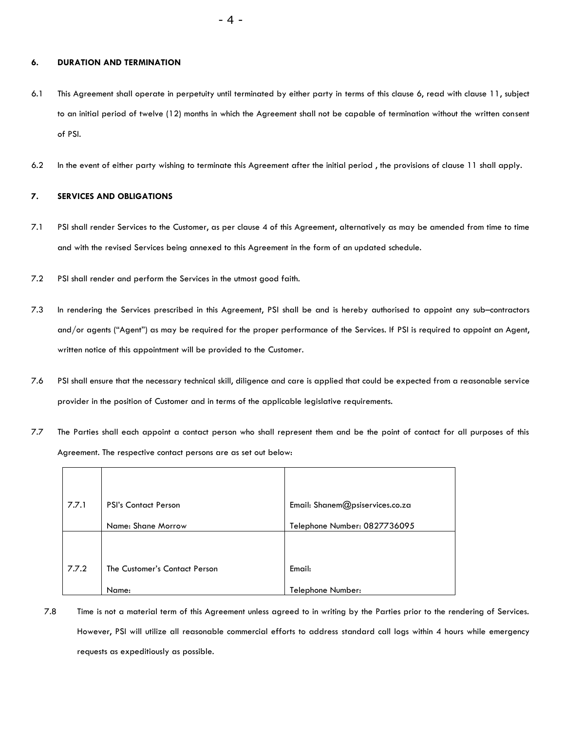## 6. DURATION AND TERMINATION

6.1 This Agreement shall operate in perpetuity until terminated by either party in terms of this clause 6, read with clause 11, subject to an initial period of twelve (12) months in which the Agreement shall not be capable of termination without the written consent of PSI.

6.2 In the event of either party wishing to terminate this Agreement after the initial period , the provisions of clause 11 shall apply.

## 7. SERVICES AND OBLIGATIONS

7.1 PSI shall render Services to the Customer, as per clause 4 of this Agreement, alternatively as may be amended from time to time and with the revised Services being annexed to this Agreement in the form of an updated schedule.

7.2 PSI shall render and perform the Services in the utmost good faith.

7.3 In rendering the Services prescribed in this Agreement, PSI shall be and is hereby authorised to appoint any sub–contractors and/or agents ("Agent") as may be required for the proper performance of the Services. If PSI is required to appoint an Agent, written notice of this appointment will be provided to the Customer.

7.6 PSI shall ensure that the necessary technical skill, diligence and care is applied that could be expected from a reasonable service provider in the position of Customer and in terms of the applicable legislative requirements.

7.7 The Parties shall each appoint a contact person who shall represent them and be the point of contact for all purposes of this Agreement. The respective contact persons are as set out below:

| | | |
|---|---|---|
| 7.7.1 | PSI's Contact Person<br>Name: Shane Morrow | Email: Shanem@psiservices.co.za<br>Telephone Number: 0827736095 |
| 7.7.2 | The Customer's Contact Person<br>Name: | Email:<br>Telephone Number: |

7.8 Time is not a material term of this Agreement unless agreed to in writing by the Parties prior to the rendering of Services. However, PSI will utilize all reasonable commercial efforts to address standard call logs within 4 hours while emergency requests as expeditiously as possible.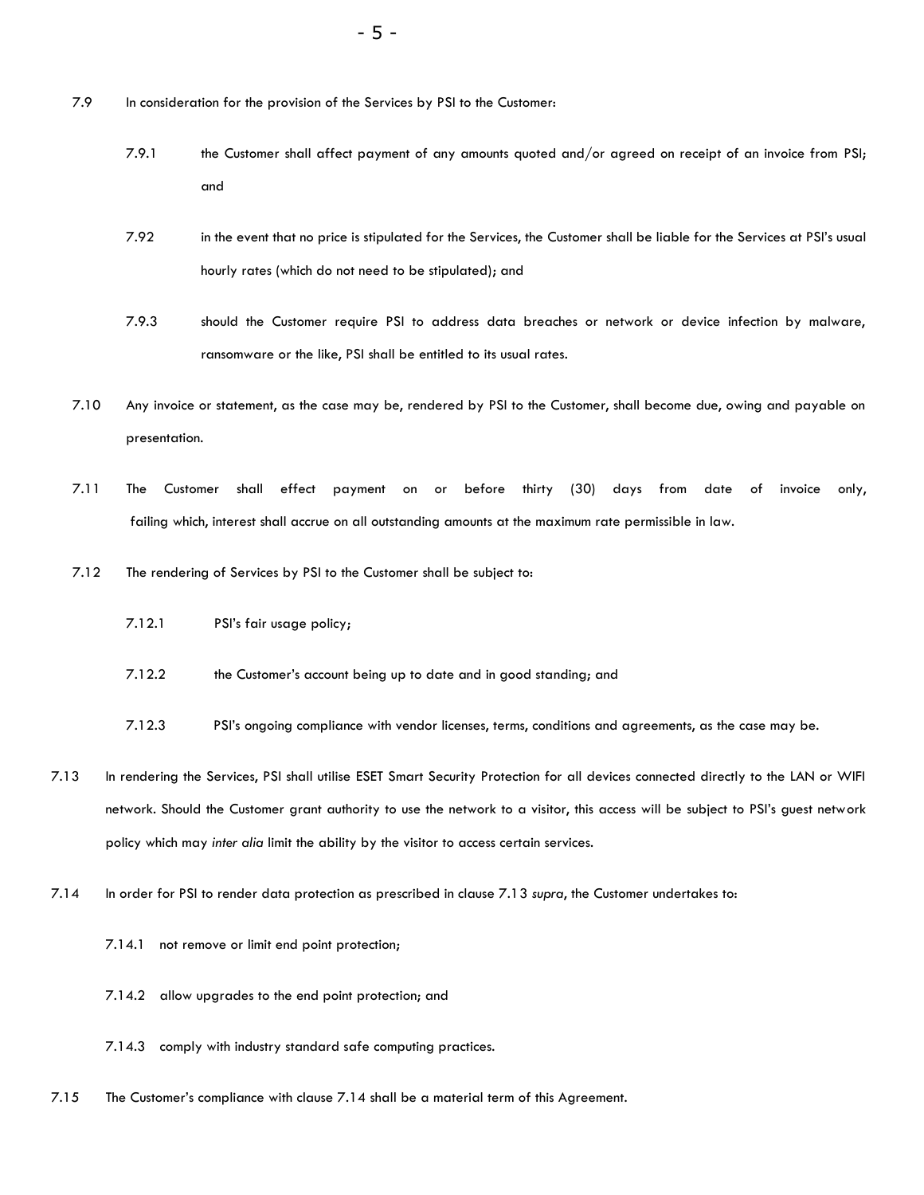7.9 In consideration for the provision of the Services by PSI to the Customer:

7.9.1 the Customer shall affect payment of any amounts quoted and/or agreed on receipt of an invoice from PSI; and

7.92 in the event that no price is stipulated for the Services, the Customer shall be liable for the Services at PSI's usual hourly rates (which do not need to be stipulated); and

7.9.3 should the Customer require PSI to address data breaches or network or device infection by malware, ransomware or the like, PSI shall be entitled to its usual rates.

7.10 Any invoice or statement, as the case may be, rendered by PSI to the Customer, shall become due, owing and payable on presentation.

7.11 The Customer shall effect payment on or before thirty (30) days from date of invoice only, failing which, interest shall accrue on all outstanding amounts at the maximum rate permissible in law.

7.12 The rendering of Services by PSI to the Customer shall be subject to:

7.12.1 PSI's fair usage policy;

7.12.2 the Customer's account being up to date and in good standing; and

7.12.3 PSI's ongoing compliance with vendor licenses, terms, conditions and agreements, as the case may be.

7.13 In rendering the Services, PSI shall utilise ESET Smart Security Protection for all devices connected directly to the LAN or WIFI network. Should the Customer grant authority to use the network to a visitor, this access will be subject to PSI's guest network policy which may *inter alia* limit the ability by the visitor to access certain services.

7.14 In order for PSI to render data protection as prescribed in clause 7.13 *supra*, the Customer undertakes to:

7.14.1 not remove or limit end point protection;

7.14.2 allow upgrades to the end point protection; and

7.14.3 comply with industry standard safe computing practices.

7.15 The Customer's compliance with clause 7.14 shall be a material term of this Agreement.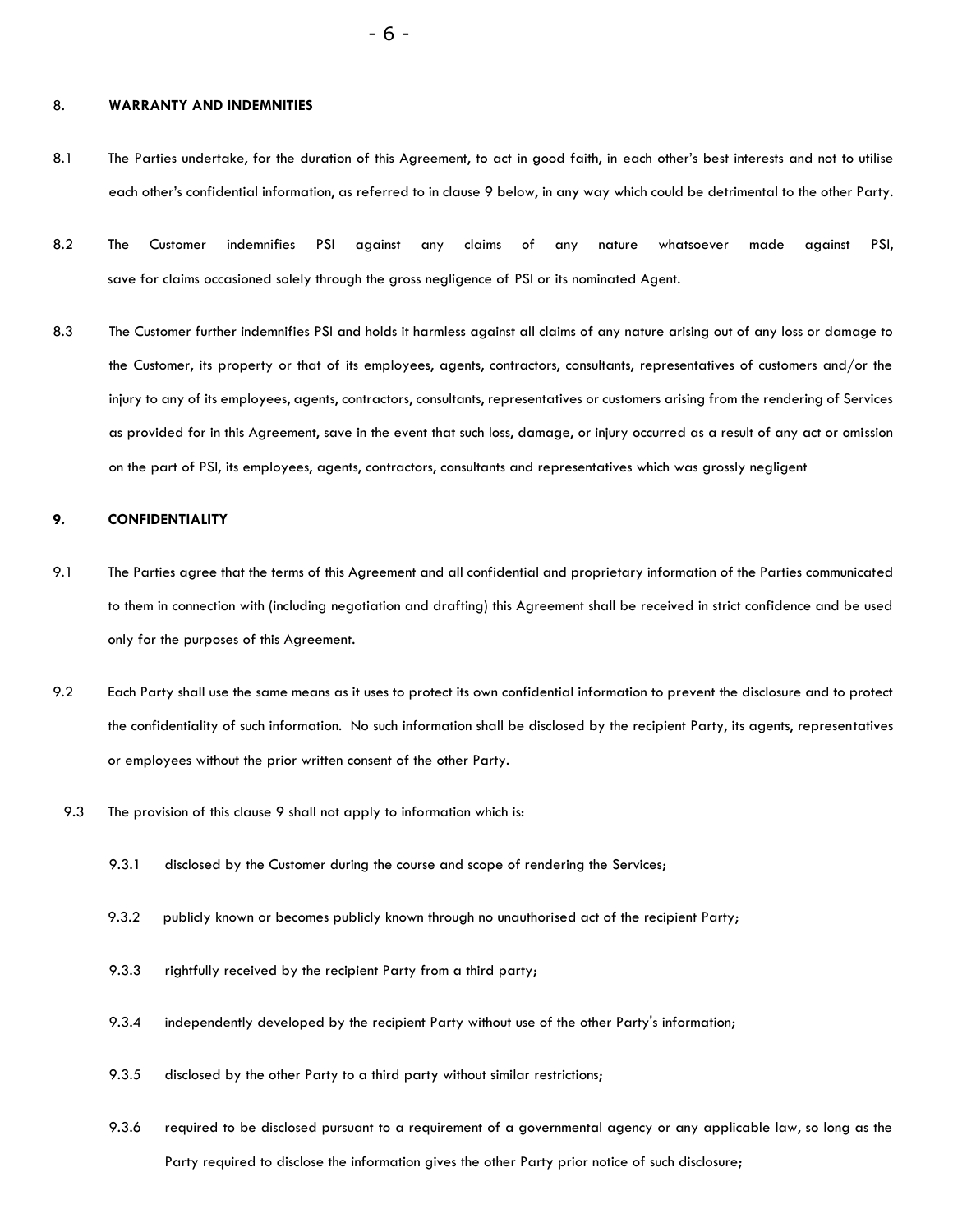## 8. WARRANTY AND INDEMNITIES

8.1 The Parties undertake, for the duration of this Agreement, to act in good faith, in each other's best interests and not to utilise each other's confidential information, as referred to in clause 9 below, in any way which could be detrimental to the other Party.

8.2 The Customer indemnifies PSI against any claims of any nature whatsoever made against PSI, save for claims occasioned solely through the gross negligence of PSI or its nominated Agent.

8.3 The Customer further indemnifies PSI and holds it harmless against all claims of any nature arising out of any loss or damage to the Customer, its property or that of its employees, agents, contractors, consultants, representatives of customers and/or the injury to any of its employees, agents, contractors, consultants, representatives or customers arising from the rendering of Services as provided for in this Agreement, save in the event that such loss, damage, or injury occurred as a result of any act or omission on the part of PSI, its employees, agents, contractors, consultants and representatives which was grossly negligent

## 9. CONFIDENTIALITY

9.1 The Parties agree that the terms of this Agreement and all confidential and proprietary information of the Parties communicated to them in connection with (including negotiation and drafting) this Agreement shall be received in strict confidence and be used only for the purposes of this Agreement.

9.2 Each Party shall use the same means as it uses to protect its own confidential information to prevent the disclosure and to protect the confidentiality of such information. No such information shall be disclosed by the recipient Party, its agents, representatives or employees without the prior written consent of the other Party.

9.3 The provision of this clause 9 shall not apply to information which is:

9.3.1 disclosed by the Customer during the course and scope of rendering the Services;

9.3.2 publicly known or becomes publicly known through no unauthorised act of the recipient Party;

9.3.3 rightfully received by the recipient Party from a third party;

9.3.4 independently developed by the recipient Party without use of the other Party's information;

9.3.5 disclosed by the other Party to a third party without similar restrictions;

9.3.6 required to be disclosed pursuant to a requirement of a governmental agency or any applicable law, so long as the Party required to disclose the information gives the other Party prior notice of such disclosure;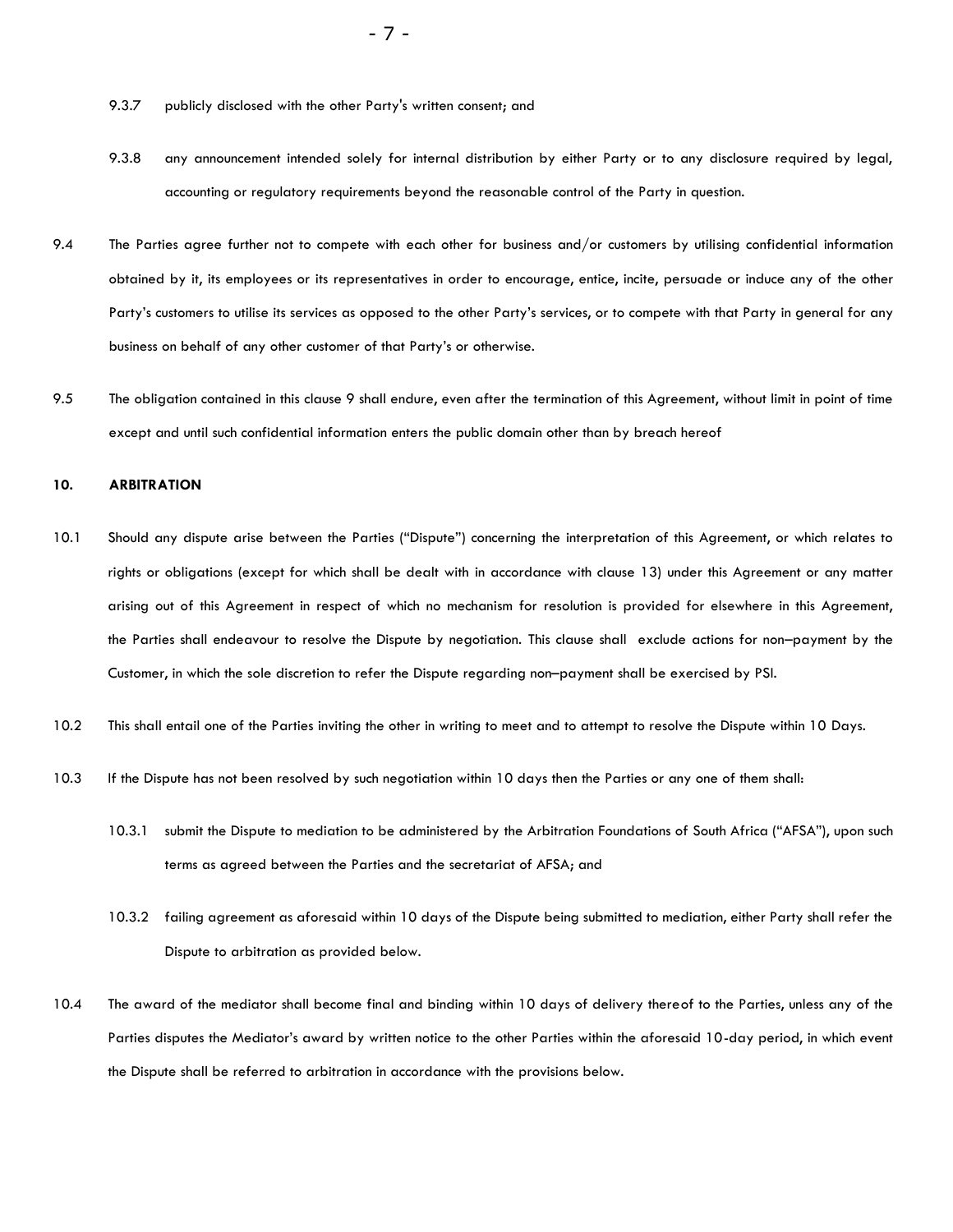9.3.7 publicly disclosed with the other Party's written consent; and

9.3.8 any announcement intended solely for internal distribution by either Party or to any disclosure required by legal, accounting or regulatory requirements beyond the reasonable control of the Party in question.

9.4 The Parties agree further not to compete with each other for business and/or customers by utilising confidential information obtained by it, its employees or its representatives in order to encourage, entice, incite, persuade or induce any of the other Party's customers to utilise its services as opposed to the other Party's services, or to compete with that Party in general for any business on behalf of any other customer of that Party's or otherwise.

9.5 The obligation contained in this clause 9 shall endure, even after the termination of this Agreement, without limit in point of time except and until such confidential information enters the public domain other than by breach hereof

**10. ARBITRATION**

10.1 Should any dispute arise between the Parties ("Dispute") concerning the interpretation of this Agreement, or which relates to rights or obligations (except for which shall be dealt with in accordance with clause 13) under this Agreement or any matter arising out of this Agreement in respect of which no mechanism for resolution is provided for elsewhere in this Agreement, the Parties shall endeavour to resolve the Dispute by negotiation. This clause shall exclude actions for non–payment by the Customer, in which the sole discretion to refer the Dispute regarding non–payment shall be exercised by PSI.

10.2 This shall entail one of the Parties inviting the other in writing to meet and to attempt to resolve the Dispute within 10 Days.

10.3 If the Dispute has not been resolved by such negotiation within 10 days then the Parties or any one of them shall:

10.3.1 submit the Dispute to mediation to be administered by the Arbitration Foundations of South Africa ("AFSA"), upon such terms as agreed between the Parties and the secretariat of AFSA; and

10.3.2 failing agreement as aforesaid within 10 days of the Dispute being submitted to mediation, either Party shall refer the Dispute to arbitration as provided below.

10.4 The award of the mediator shall become final and binding within 10 days of delivery thereof to the Parties, unless any of the Parties disputes the Mediator's award by written notice to the other Parties within the aforesaid 10-day period, in which event the Dispute shall be referred to arbitration in accordance with the provisions below.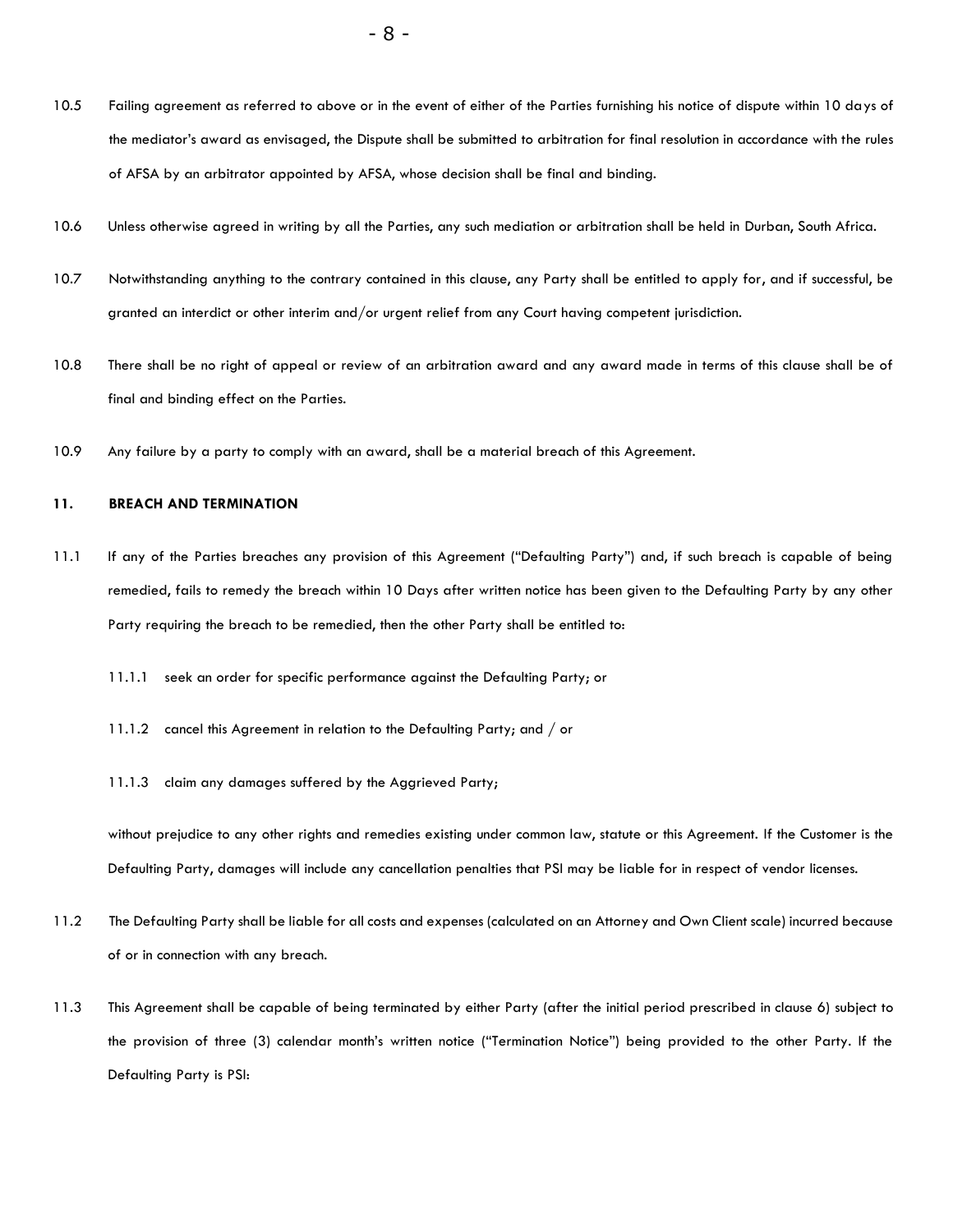10.5 Failing agreement as referred to above or in the event of either of the Parties furnishing his notice of dispute within 10 days of the mediator's award as envisaged, the Dispute shall be submitted to arbitration for final resolution in accordance with the rules of AFSA by an arbitrator appointed by AFSA, whose decision shall be final and binding.

10.6 Unless otherwise agreed in writing by all the Parties, any such mediation or arbitration shall be held in Durban, South Africa.

10.7 Notwithstanding anything to the contrary contained in this clause, any Party shall be entitled to apply for, and if successful, be granted an interdict or other interim and/or urgent relief from any Court having competent jurisdiction.

10.8 There shall be no right of appeal or review of an arbitration award and any award made in terms of this clause shall be of final and binding effect on the Parties.

10.9 Any failure by a party to comply with an award, shall be a material breach of this Agreement.

### 11. BREACH AND TERMINATION

11.1 If any of the Parties breaches any provision of this Agreement ("Defaulting Party") and, if such breach is capable of being remedied, fails to remedy the breach within 10 Days after written notice has been given to the Defaulting Party by any other Party requiring the breach to be remedied, then the other Party shall be entitled to:

11.1.1 seek an order for specific performance against the Defaulting Party; or

11.1.2 cancel this Agreement in relation to the Defaulting Party; and / or

11.1.3 claim any damages suffered by the Aggrieved Party;

without prejudice to any other rights and remedies existing under common law, statute or this Agreement. If the Customer is the Defaulting Party, damages will include any cancellation penalties that PSI may be liable for in respect of vendor licenses.

11.2 The Defaulting Party shall be liable for all costs and expenses (calculated on an Attorney and Own Client scale) incurred because of or in connection with any breach.

11.3 This Agreement shall be capable of being terminated by either Party (after the initial period prescribed in clause 6) subject to the provision of three (3) calendar month's written notice ("Termination Notice") being provided to the other Party. If the Defaulting Party is PSI: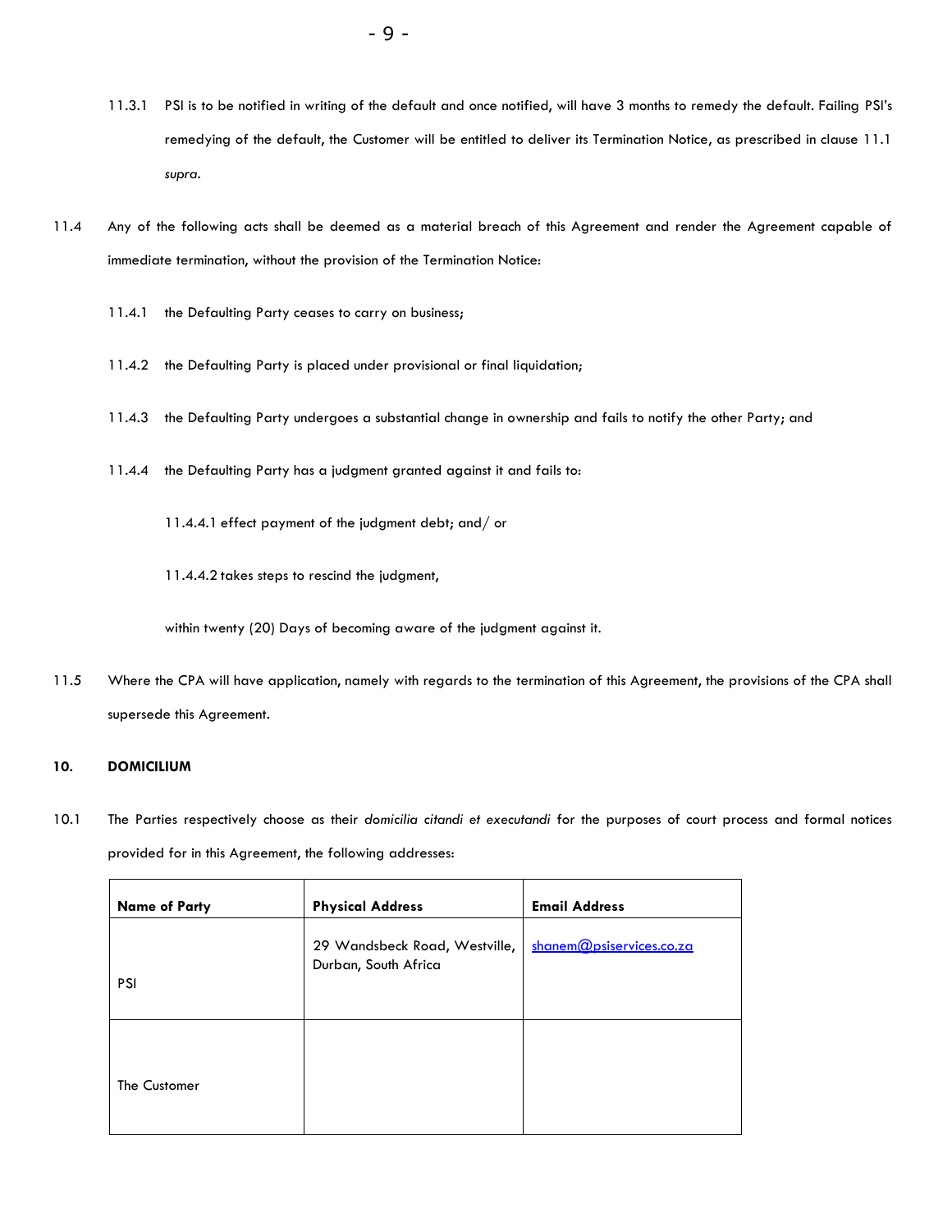11.3.1 PSI is to be notified in writing of the default and once notified, will have 3 months to remedy the default. Failing PSI's remedying of the default, the Customer will be entitled to deliver its Termination Notice, as prescribed in clause 11.1 *supra*.

11.4 Any of the following acts shall be deemed as a material breach of this Agreement and render the Agreement capable of immediate termination, without the provision of the Termination Notice:

11.4.1 the Defaulting Party ceases to carry on business;

11.4.2 the Defaulting Party is placed under provisional or final liquidation;

11.4.3 the Defaulting Party undergoes a substantial change in ownership and fails to notify the other Party; and

11.4.4 the Defaulting Party has a judgment granted against it and fails to:

11.4.4.1 effect payment of the judgment debt; and/ or

11.4.4.2 takes steps to rescind the judgment,

within twenty (20) Days of becoming aware of the judgment against it.

11.5 Where the CPA will have application, namely with regards to the termination of this Agreement, the provisions of the CPA shall supersede this Agreement.

**10. DOMICILIUM**

10.1 The Parties respectively choose as their *domicilia citandi et executandi* for the purposes of court process and formal notices provided for in this Agreement, the following addresses:

| Name of Party | Physical Address | Email Address |
|---|---|---|
| PSI | 29 Wandsbeck Road, Westville, Durban, South Africa | shanem@psiservices.co.za |
| The Customer | | |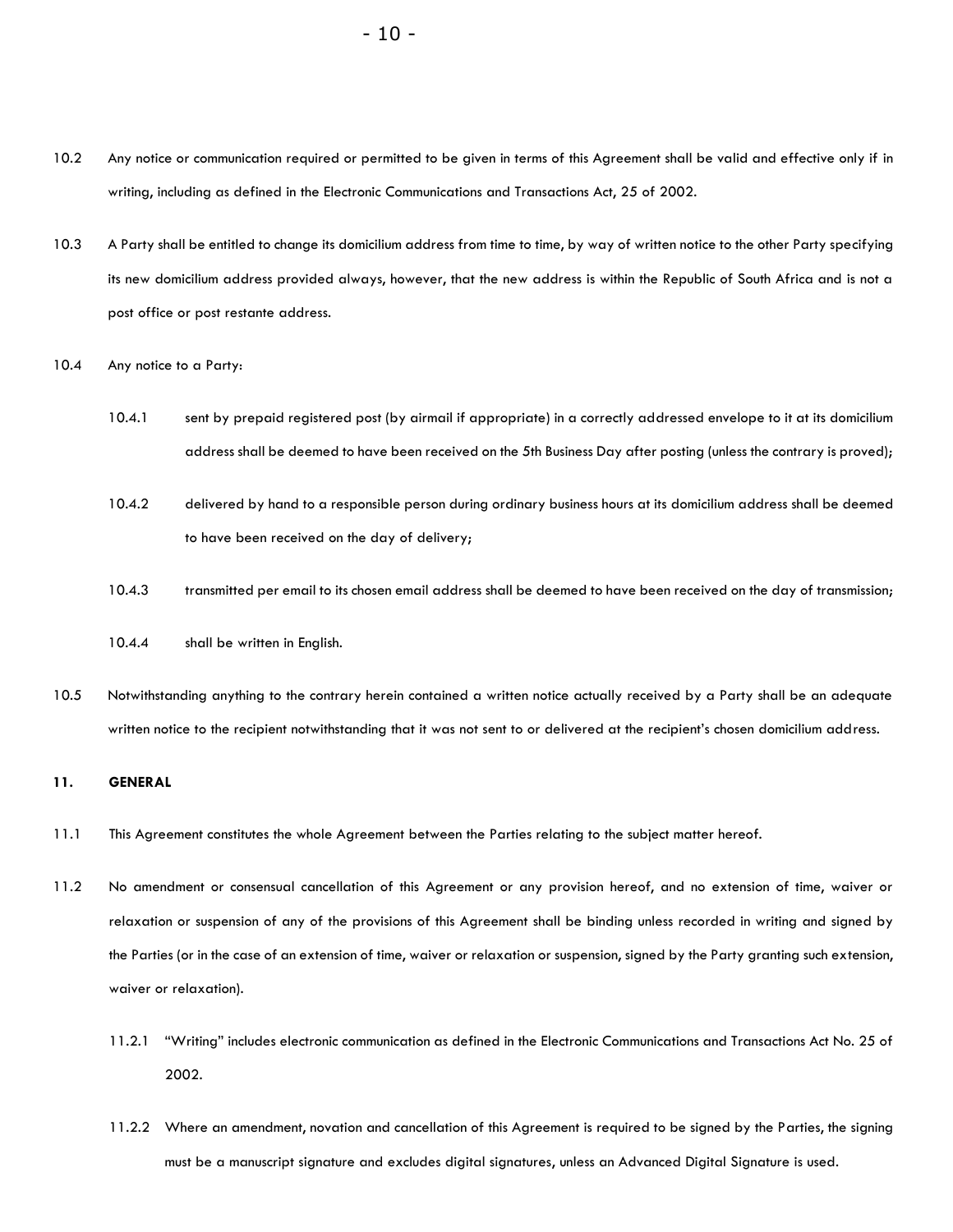10.2 Any notice or communication required or permitted to be given in terms of this Agreement shall be valid and effective only if in writing, including as defined in the Electronic Communications and Transactions Act, 25 of 2002.

10.3 A Party shall be entitled to change its domicilium address from time to time, by way of written notice to the other Party specifying its new domicilium address provided always, however, that the new address is within the Republic of South Africa and is not a post office or post restante address.

10.4 Any notice to a Party:

10.4.1 sent by prepaid registered post (by airmail if appropriate) in a correctly addressed envelope to it at its domicilium address shall be deemed to have been received on the 5th Business Day after posting (unless the contrary is proved);

10.4.2 delivered by hand to a responsible person during ordinary business hours at its domicilium address shall be deemed to have been received on the day of delivery;

10.4.3 transmitted per email to its chosen email address shall be deemed to have been received on the day of transmission;

10.4.4 shall be written in English.

10.5 Notwithstanding anything to the contrary herein contained a written notice actually received by a Party shall be an adequate written notice to the recipient notwithstanding that it was not sent to or delivered at the recipient's chosen domicilium address.

**11. GENERAL**

11.1 This Agreement constitutes the whole Agreement between the Parties relating to the subject matter hereof.

11.2 No amendment or consensual cancellation of this Agreement or any provision hereof, and no extension of time, waiver or relaxation or suspension of any of the provisions of this Agreement shall be binding unless recorded in writing and signed by the Parties (or in the case of an extension of time, waiver or relaxation or suspension, signed by the Party granting such extension, waiver or relaxation).

11.2.1 "Writing" includes electronic communication as defined in the Electronic Communications and Transactions Act No. 25 of 2002.

11.2.2 Where an amendment, novation and cancellation of this Agreement is required to be signed by the Parties, the signing must be a manuscript signature and excludes digital signatures, unless an Advanced Digital Signature is used.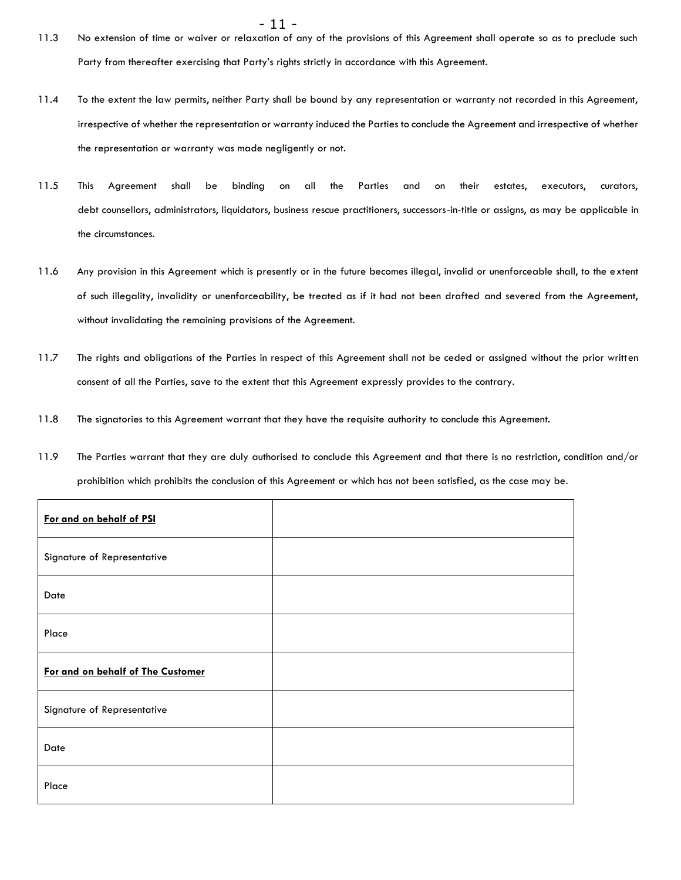11.3 No extension of time or waiver or relaxation of any of the provisions of this Agreement shall operate so as to preclude such Party from thereafter exercising that Party's rights strictly in accordance with this Agreement.

11.4 To the extent the law permits, neither Party shall be bound by any representation or warranty not recorded in this Agreement, irrespective of whether the representation or warranty induced the Parties to conclude the Agreement and irrespective of whether the representation or warranty was made negligently or not.

11.5 This Agreement shall be binding on all the Parties and on their estates, executors, curators, debt counsellors, administrators, liquidators, business rescue practitioners, successors-in-title or assigns, as may be applicable in the circumstances.

11.6 Any provision in this Agreement which is presently or in the future becomes illegal, invalid or unenforceable shall, to the extent of such illegality, invalidity or unenforceability, be treated as if it had not been drafted and severed from the Agreement, without invalidating the remaining provisions of the Agreement.

11.7 The rights and obligations of the Parties in respect of this Agreement shall not be ceded or assigned without the prior written consent of all the Parties, save to the extent that this Agreement expressly provides to the contrary.

11.8 The signatories to this Agreement warrant that they have the requisite authority to conclude this Agreement.

11.9 The Parties warrant that they are duly authorised to conclude this Agreement and that there is no restriction, condition and/or prohibition which prohibits the conclusion of this Agreement or which has not been satisfied, as the case may be.

| | |
|---|---|
| **For and on behalf of PSI** | |
| Signature of Representative | |
| Date | |
| Place | |
| **For and on behalf of The Customer** | |
| Signature of Representative | |
| Date | |
| Place | |